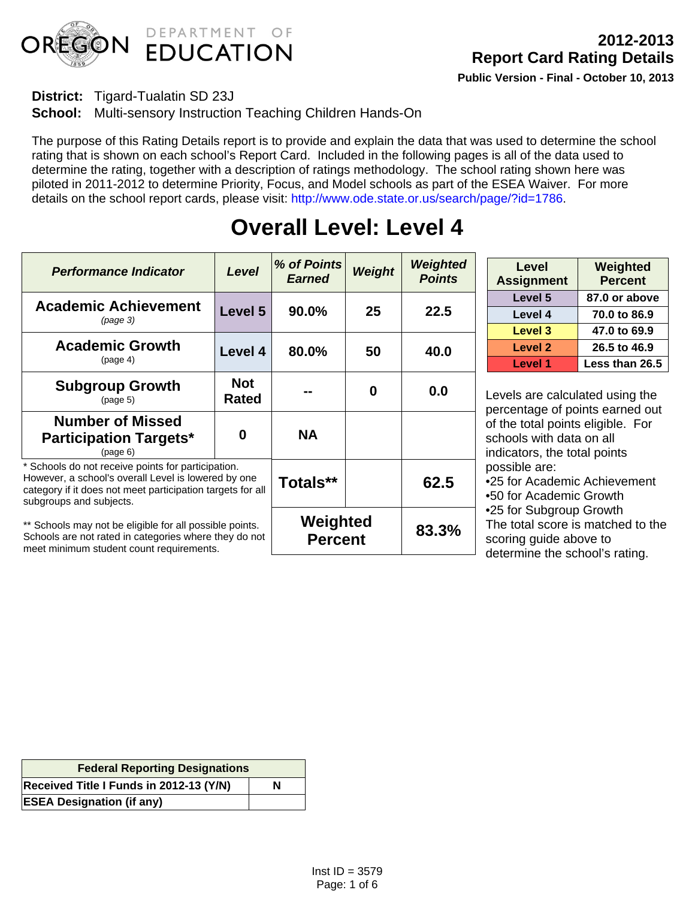# 2012-2013 Report Card Rating Details

**Public Version - Final - October 10, 2013**

**District:** Tigard-Tualatin SD 23J
**School:** Multi-sensory Instruction Teaching Children Hands-On

The purpose of this Rating Details report is to provide and explain the data that was used to determine the school rating that is shown on each school's Report Card. Included in the following pages is all of the data used to determine the rating, together with a description of ratings methodology. The school rating shown here was piloted in 2011-2012 to determine Priority, Focus, and Model schools as part of the ESEA Waiver. For more details on the school report cards, please visit: http://www.ode.state.or.us/search/page/?id=1786.

## Overall Level: Level 4

| *Performance Indicator* | *Level* | *% of Points Earned* | *Weight* | *Weighted Points* |
|---|---|---|---|---|
| **Academic Achievement** (page 3) | **Level 5** | **90.0%** | **25** | **22.5** |
| **Academic Growth** (page 4) | **Level 4** | **80.0%** | **50** | **40.0** |
| **Subgroup Growth** (page 5) | **Not Rated** | **--** | **0** | **0.0** |
| **Number of Missed Participation Targets*** (page 6) | **0** | **NA** | | |
| | | **Totals**** | | **62.5** |
| | | **Weighted Percent** | | **83.3%** |

\* Schools do not receive points for participation. However, a school's overall Level is lowered by one category if it does not meet participation targets for all subgroups and subjects.

\*\* Schools may not be eligible for all possible points. Schools are not rated in categories where they do not meet minimum student count requirements.

| Level Assignment | Weighted Percent |
|---|---|
| Level 5 | 87.0 or above |
| Level 4 | 70.0 to 86.9 |
| Level 3 | 47.0 to 69.9 |
| Level 2 | 26.5 to 46.9 |
| Level 1 | Less than 26.5 |

Levels are calculated using the percentage of points earned out of the total points eligible. For schools with data on all indicators, the total points possible are:

- 25 for Academic Achievement
- 50 for Academic Growth
- 25 for Subgroup Growth

The total score is matched to the scoring guide above to determine the school's rating.

| Federal Reporting Designations | |
|---|---|
| **Received Title I Funds in 2012-13 (Y/N)** | **N** |
| **ESEA Designation (if any)** | |

Inst ID = 3579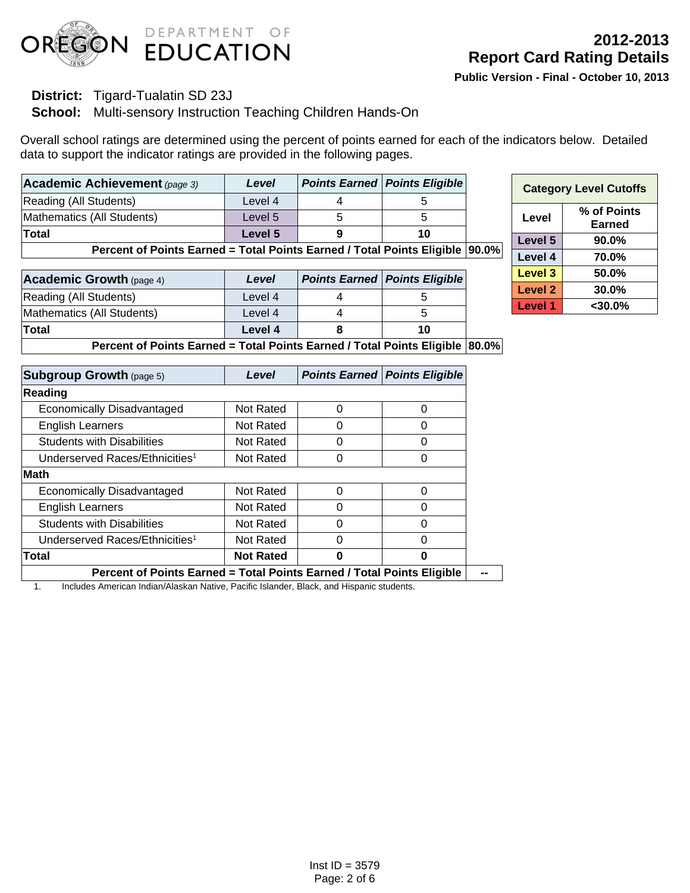# 2012-2013 Report Card Rating Details

**Public Version - Final - October 10, 2013**

**District:** Tigard-Tualatin SD 23J
**School:** Multi-sensory Instruction Teaching Children Hands-On

Overall school ratings are determined using the percent of points earned for each of the indicators below. Detailed data to support the indicator ratings are provided in the following pages.

| **Academic Achievement** *(page 3)* | *Level* | *Points Earned* | *Points Eligible* | |
|---|---|---|---|---|
| Reading (All Students) | Level 4 | 4 | 5 | |
| Mathematics (All Students) | Level 5 | 5 | 5 | |
| **Total** | **Level 5** | **9** | **10** | |
| **Percent of Points Earned = Total Points Earned / Total Points Eligible** | | | | **90.0%** |

| **Academic Growth** (page 4) | *Level* | *Points Earned* | *Points Eligible* | |
|---|---|---|---|---|
| Reading (All Students) | Level 4 | 4 | 5 | |
| Mathematics (All Students) | Level 4 | 4 | 5 | |
| **Total** | **Level 4** | **8** | **10** | |
| **Percent of Points Earned = Total Points Earned / Total Points Eligible** | | | | **80.0%** |

| **Subgroup Growth** (page 5) | *Level* | *Points Earned* | *Points Eligible* | |
|---|---|---|---|---|
| **Reading** | | | | |
| Economically Disadvantaged | Not Rated | 0 | 0 | |
| English Learners | Not Rated | 0 | 0 | |
| Students with Disabilities | Not Rated | 0 | 0 | |
| Underserved Races/Ethnicities[1] | Not Rated | 0 | 0 | |
| **Math** | | | | |
| Economically Disadvantaged | Not Rated | 0 | 0 | |
| English Learners | Not Rated | 0 | 0 | |
| Students with Disabilities | Not Rated | 0 | 0 | |
| Underserved Races/Ethnicities[1] | Not Rated | 0 | 0 | |
| **Total** | **Not Rated** | **0** | **0** | |
| **Percent of Points Earned = Total Points Earned / Total Points Eligible** | | | | **--** |

1. Includes American Indian/Alaskan Native, Pacific Islander, Black, and Hispanic students.

| **Category Level Cutoffs** | |
|---|---|
| **Level** | **% of Points Earned** |
| **Level 5** | **90.0%** |
| **Level 4** | **70.0%** |
| **Level 3** | **50.0%** |
| **Level 2** | **30.0%** |
| **Level 1** | **<30.0%** |

Inst ID = 3579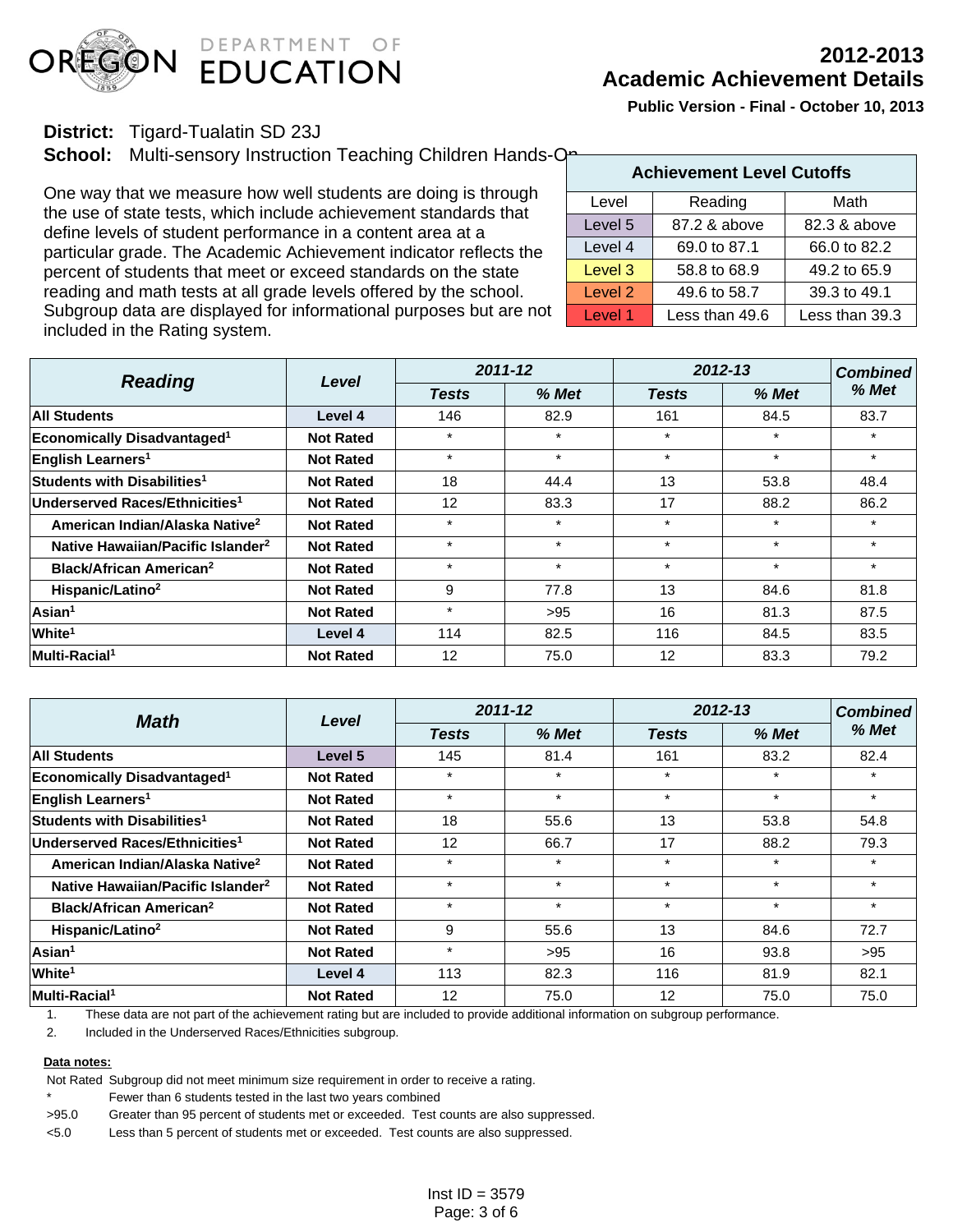# 2012-2013 Academic Achievement Details

**Public Version - Final - October 10, 2013**

**District:** Tigard-Tualatin SD 23J

**School:** Multi-sensory Instruction Teaching Children Hands-On

One way that we measure how well students are doing is through the use of state tests, which include achievement standards that define levels of student performance in a content area at a particular grade. The Academic Achievement indicator reflects the percent of students that meet or exceed standards on the state reading and math tests at all grade levels offered by the school. Subgroup data are displayed for informational purposes but are not included in the Rating system.

| Achievement Level Cutoffs | | |
|---|---|---|
| Level | Reading | Math |
| Level 5 | 87.2 & above | 82.3 & above |
| Level 4 | 69.0 to 87.1 | 66.0 to 82.2 |
| Level 3 | 58.8 to 68.9 | 49.2 to 65.9 |
| Level 2 | 49.6 to 58.7 | 39.3 to 49.1 |
| Level 1 | Less than 49.6 | Less than 39.3 |

| *Reading* | *Level* | *2011-12* | | *2012-13* | | *Combined % Met* |
|---|---|---|---|---|---|---|
| | | *Tests* | *% Met* | *Tests* | *% Met* | |
| **All Students** | **Level 4** | 146 | 82.9 | 161 | 84.5 | 83.7 |
| **Economically Disadvantaged[1]** | **Not Rated** | * | * | * | * | * |
| **English Learners[1]** | **Not Rated** | * | * | * | * | * |
| **Students with Disabilities[1]** | **Not Rated** | 18 | 44.4 | 13 | 53.8 | 48.4 |
| **Underserved Races/Ethnicities[1]** | **Not Rated** | 12 | 83.3 | 17 | 88.2 | 86.2 |
| **American Indian/Alaska Native[2]** | **Not Rated** | * | * | * | * | * |
| **Native Hawaiian/Pacific Islander[2]** | **Not Rated** | * | * | * | * | * |
| **Black/African American[2]** | **Not Rated** | * | * | * | * | * |
| **Hispanic/Latino[2]** | **Not Rated** | 9 | 77.8 | 13 | 84.6 | 81.8 |
| **Asian[1]** | **Not Rated** | * | >95 | 16 | 81.3 | 87.5 |
| **White[1]** | **Level 4** | 114 | 82.5 | 116 | 84.5 | 83.5 |
| **Multi-Racial[1]** | **Not Rated** | 12 | 75.0 | 12 | 83.3 | 79.2 |

| *Math* | *Level* | *2011-12* | | *2012-13* | | *Combined % Met* |
|---|---|---|---|---|---|---|
| | | *Tests* | *% Met* | *Tests* | *% Met* | |
| **All Students** | **Level 5** | 145 | 81.4 | 161 | 83.2 | 82.4 |
| **Economically Disadvantaged[1]** | **Not Rated** | * | * | * | * | * |
| **English Learners[1]** | **Not Rated** | * | * | * | * | * |
| **Students with Disabilities[1]** | **Not Rated** | 18 | 55.6 | 13 | 53.8 | 54.8 |
| **Underserved Races/Ethnicities[1]** | **Not Rated** | 12 | 66.7 | 17 | 88.2 | 79.3 |
| **American Indian/Alaska Native[2]** | **Not Rated** | * | * | * | * | * |
| **Native Hawaiian/Pacific Islander[2]** | **Not Rated** | * | * | * | * | * |
| **Black/African American[2]** | **Not Rated** | * | * | * | * | * |
| **Hispanic/Latino[2]** | **Not Rated** | 9 | 55.6 | 13 | 84.6 | 72.7 |
| **Asian[1]** | **Not Rated** | * | >95 | 16 | 93.8 | >95 |
| **White[1]** | **Level 4** | 113 | 82.3 | 116 | 81.9 | 82.1 |
| **Multi-Racial[1]** | **Not Rated** | 12 | 75.0 | 12 | 75.0 | 75.0 |

1. These data are not part of the achievement rating but are included to provide additional information on subgroup performance.
2. Included in the Underserved Races/Ethnicities subgroup.

**Data notes:**

- Not Rated — Subgroup did not meet minimum size requirement in order to receive a rating.
- * — Fewer than 6 students tested in the last two years combined
- >95.0 — Greater than 95 percent of students met or exceeded. Test counts are also suppressed.
- <5.0 — Less than 5 percent of students met or exceeded. Test counts are also suppressed.

Inst ID = 3579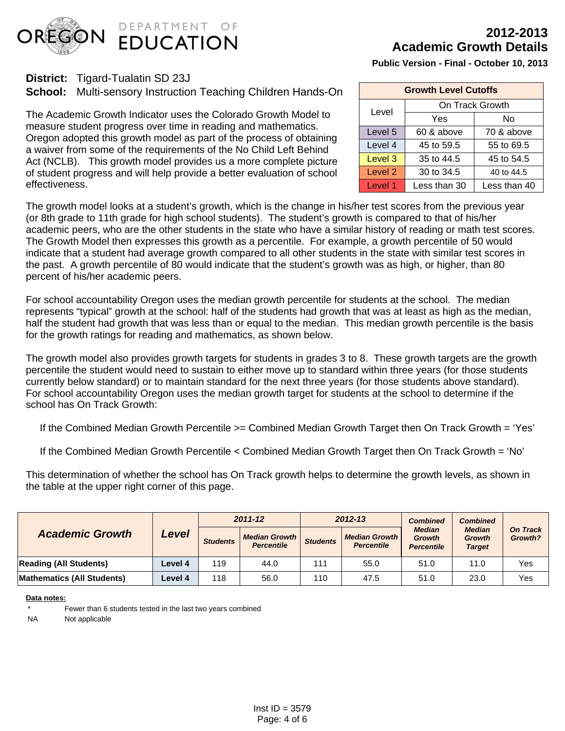OREGON DEPARTMENT OF EDUCATION

# 2012-2013 Academic Growth Details

**Public Version - Final - October 10, 2013**

**District:** Tigard-Tualatin SD 23J
**School:** Multi-sensory Instruction Teaching Children Hands-On

| Growth Level Cutoffs | | |
|---|---|---|
| Level | On Track Growth | |
| | Yes | No |
| Level 5 | 60 & above | 70 & above |
| Level 4 | 45 to 59.5 | 55 to 69.5 |
| Level 3 | 35 to 44.5 | 45 to 54.5 |
| Level 2 | 30 to 34.5 | 40 to 44.5 |
| Level 1 | Less than 30 | Less than 40 |

The Academic Growth Indicator uses the Colorado Growth Model to measure student progress over time in reading and mathematics. Oregon adopted this growth model as part of the process of obtaining a waiver from some of the requirements of the No Child Left Behind Act (NCLB). This growth model provides us a more complete picture of student progress and will help provide a better evaluation of school effectiveness.

The growth model looks at a student's growth, which is the change in his/her test scores from the previous year (or 8th grade to 11th grade for high school students). The student's growth is compared to that of his/her academic peers, who are the other students in the state who have a similar history of reading or math test scores. The Growth Model then expresses this growth as a percentile. For example, a growth percentile of 50 would indicate that a student had average growth compared to all other students in the state with similar test scores in the past. A growth percentile of 80 would indicate that the student's growth was as high, or higher, than 80 percent of his/her academic peers.

For school accountability Oregon uses the median growth percentile for students at the school. The median represents "typical" growth at the school: half of the students had growth that was at least as high as the median, half the student had growth that was less than or equal to the median. This median growth percentile is the basis for the growth ratings for reading and mathematics, as shown below.

The growth model also provides growth targets for students in grades 3 to 8. These growth targets are the growth percentile the student would need to sustain to either move up to standard within three years (for those students currently below standard) or to maintain standard for the next three years (for those students above standard). For school accountability Oregon uses the median growth target for students at the school to determine if the school has On Track Growth:

If the Combined Median Growth Percentile >= Combined Median Growth Target then On Track Growth = 'Yes'

If the Combined Median Growth Percentile < Combined Median Growth Target then On Track Growth = 'No'

This determination of whether the school has On Track growth helps to determine the growth levels, as shown in the table at the upper right corner of this page.

| *Academic Growth* | *Level* | *2011-12* | | *2012-13* | | *Combined Median Growth Percentile* | *Combined Median Growth Target* | *On Track Growth?* |
|---|---|---|---|---|---|---|---|---|
| | | *Students* | *Median Growth Percentile* | *Students* | *Median Growth Percentile* | | | |
| **Reading (All Students)** | **Level 4** | 119 | 44.0 | 111 | 55.0 | 51.0 | 11.0 | Yes |
| **Mathematics (All Students)** | **Level 4** | 118 | 56.0 | 110 | 47.5 | 51.0 | 23.0 | Yes |

**Data notes:**

| | |
|---|---|
| * | Fewer than 6 students tested in the last two years combined |
| NA | Not applicable |

Inst ID = 3579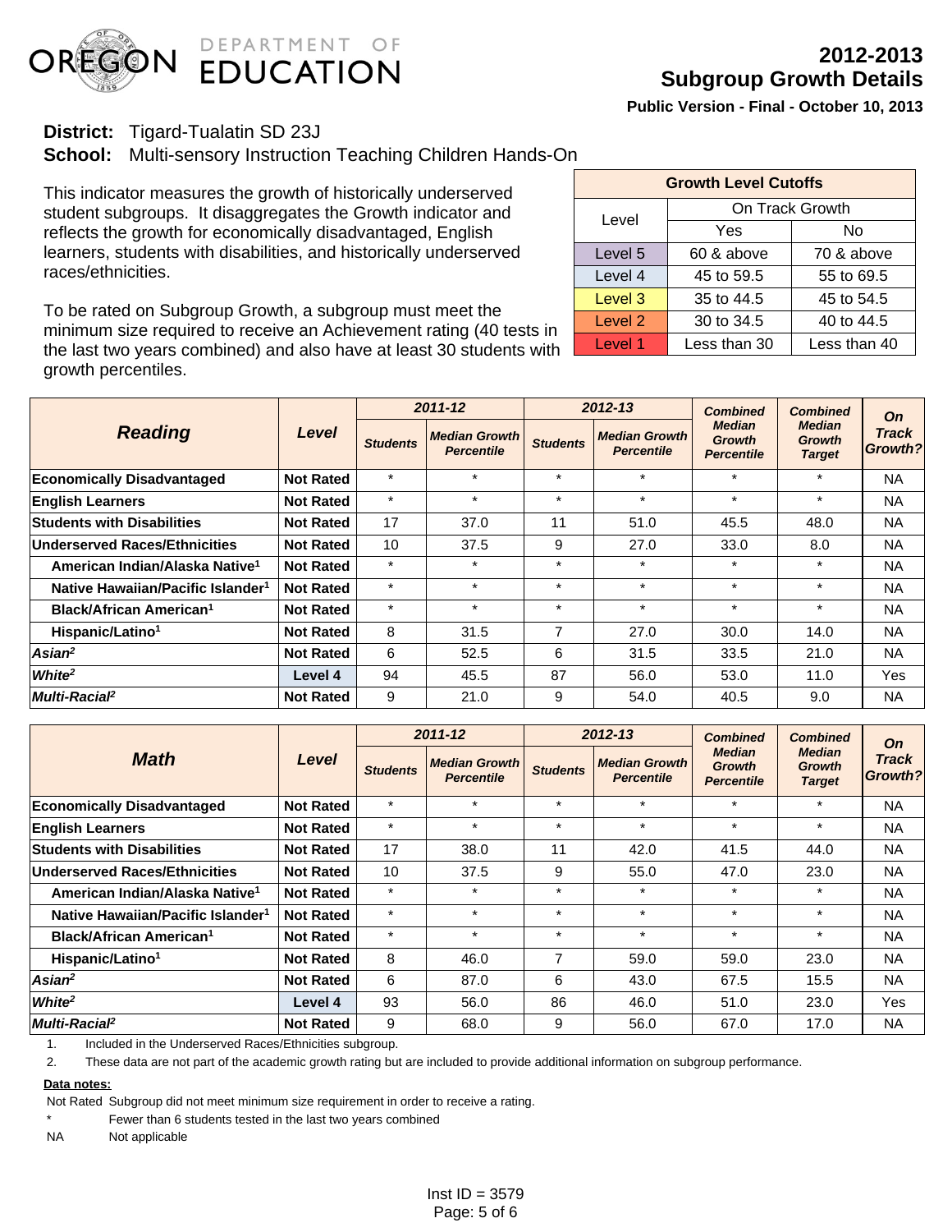# 2012-2013 Subgroup Growth Details

**Public Version - Final - October 10, 2013**

**District:** Tigard-Tualatin SD 23J
**School:** Multi-sensory Instruction Teaching Children Hands-On

This indicator measures the growth of historically underserved student subgroups. It disaggregates the Growth indicator and reflects the growth for economically disadvantaged, English learners, students with disabilities, and historically underserved races/ethnicities.

To be rated on Subgroup Growth, a subgroup must meet the minimum size required to receive an Achievement rating (40 tests in the last two years combined) and also have at least 30 students with growth percentiles.

| Growth Level Cutoffs | | |
|---|---|---|
| Level | On Track Growth | |
| | Yes | No |
| Level 5 | 60 & above | 70 & above |
| Level 4 | 45 to 59.5 | 55 to 69.5 |
| Level 3 | 35 to 44.5 | 45 to 54.5 |
| Level 2 | 30 to 34.5 | 40 to 44.5 |
| Level 1 | Less than 30 | Less than 40 |

| Reading | Level | 2011-12 | | 2012-13 | | Combined Median Growth Percentile | Combined Median Growth Target | On Track Growth? |
|---|---|---|---|---|---|---|---|---|
| | | Students | Median Growth Percentile | Students | Median Growth Percentile | | | |
| **Economically Disadvantaged** | Not Rated | * | * | * | * | * | * | NA |
| **English Learners** | Not Rated | * | * | * | * | * | * | NA |
| **Students with Disabilities** | Not Rated | 17 | 37.0 | 11 | 51.0 | 45.5 | 48.0 | NA |
| **Underserved Races/Ethnicities** | Not Rated | 10 | 37.5 | 9 | 27.0 | 33.0 | 8.0 | NA |
| American Indian/Alaska Native[1] | Not Rated | * | * | * | * | * | * | NA |
| Native Hawaiian/Pacific Islander[1] | Not Rated | * | * | * | * | * | * | NA |
| Black/African American[1] | Not Rated | * | * | * | * | * | * | NA |
| Hispanic/Latino[1] | Not Rated | 8 | 31.5 | 7 | 27.0 | 30.0 | 14.0 | NA |
| *Asian*[2] | Not Rated | 6 | 52.5 | 6 | 31.5 | 33.5 | 21.0 | NA |
| *White*[2] | Level 4 | 94 | 45.5 | 87 | 56.0 | 53.0 | 11.0 | Yes |
| *Multi-Racial*[2] | Not Rated | 9 | 21.0 | 9 | 54.0 | 40.5 | 9.0 | NA |

| Math | Level | 2011-12 | | 2012-13 | | Combined Median Growth Percentile | Combined Median Growth Target | On Track Growth? |
|---|---|---|---|---|---|---|---|---|
| | | Students | Median Growth Percentile | Students | Median Growth Percentile | | | |
| **Economically Disadvantaged** | Not Rated | * | * | * | * | * | * | NA |
| **English Learners** | Not Rated | * | * | * | * | * | * | NA |
| **Students with Disabilities** | Not Rated | 17 | 38.0 | 11 | 42.0 | 41.5 | 44.0 | NA |
| **Underserved Races/Ethnicities** | Not Rated | 10 | 37.5 | 9 | 55.0 | 47.0 | 23.0 | NA |
| American Indian/Alaska Native[1] | Not Rated | * | * | * | * | * | * | NA |
| Native Hawaiian/Pacific Islander[1] | Not Rated | * | * | * | * | * | * | NA |
| Black/African American[1] | Not Rated | * | * | * | * | * | * | NA |
| Hispanic/Latino[1] | Not Rated | 8 | 46.0 | 7 | 59.0 | 59.0 | 23.0 | NA |
| *Asian*[2] | Not Rated | 6 | 87.0 | 6 | 43.0 | 67.5 | 15.5 | NA |
| *White*[2] | Level 4 | 93 | 56.0 | 86 | 46.0 | 51.0 | 23.0 | Yes |
| *Multi-Racial*[2] | Not Rated | 9 | 68.0 | 9 | 56.0 | 67.0 | 17.0 | NA |

1. Included in the Underserved Races/Ethnicities subgroup.
2. These data are not part of the academic growth rating but are included to provide additional information on subgroup performance.

**Data notes:**

Not Rated Subgroup did not meet minimum size requirement in order to receive a rating.

* Fewer than 6 students tested in the last two years combined

NA Not applicable

Inst ID = 3579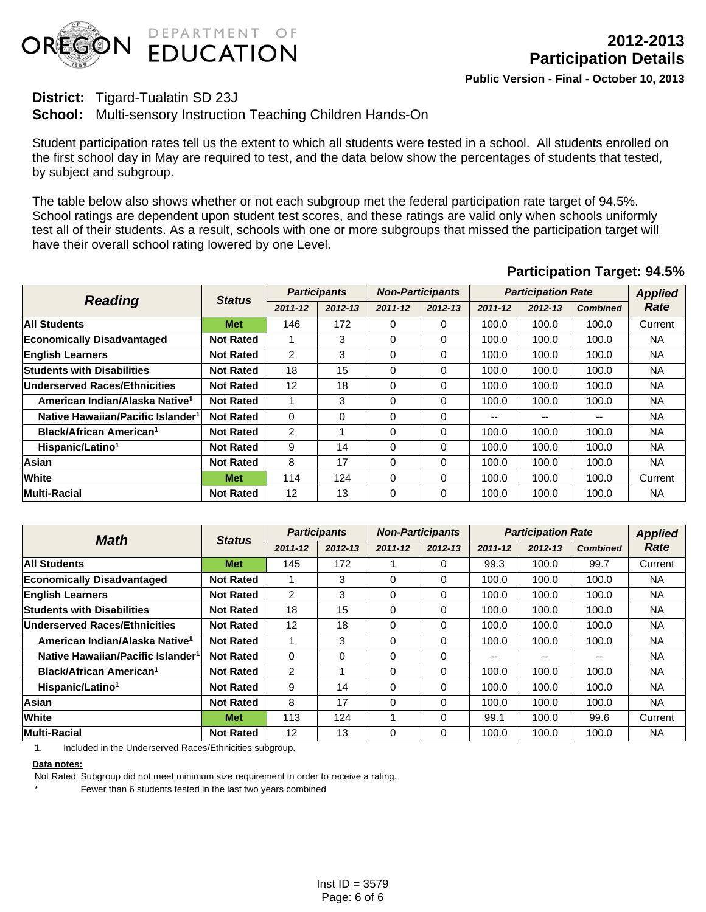# 2012-2013 Participation Details

**Public Version - Final - October 10, 2013**

**District:** Tigard-Tualatin SD 23J

**School:** Multi-sensory Instruction Teaching Children Hands-On

Student participation rates tell us the extent to which all students were tested in a school. All students enrolled on the first school day in May are required to test, and the data below show the percentages of students that tested, by subject and subgroup.

The table below also shows whether or not each subgroup met the federal participation rate target of 94.5%. School ratings are dependent upon student test scores, and these ratings are valid only when schools uniformly test all of their students. As a result, schools with one or more subgroups that missed the participation target will have their overall school rating lowered by one Level.

**Participation Target: 94.5%**

| Reading | Status | Participants | | Non-Participants | | Participation Rate | | | Applied Rate |
|---|---|---|---|---|---|---|---|---|---|
| | | 2011-12 | 2012-13 | 2011-12 | 2012-13 | 2011-12 | 2012-13 | Combined | |
| **All Students** | **Met** | 146 | 172 | 0 | 0 | 100.0 | 100.0 | 100.0 | Current |
| **Economically Disadvantaged** | **Not Rated** | 1 | 3 | 0 | 0 | 100.0 | 100.0 | 100.0 | NA |
| **English Learners** | **Not Rated** | 2 | 3 | 0 | 0 | 100.0 | 100.0 | 100.0 | NA |
| **Students with Disabilities** | **Not Rated** | 18 | 15 | 0 | 0 | 100.0 | 100.0 | 100.0 | NA |
| **Underserved Races/Ethnicities** | **Not Rated** | 12 | 18 | 0 | 0 | 100.0 | 100.0 | 100.0 | NA |
| **American Indian/Alaska Native[1]** | **Not Rated** | 1 | 3 | 0 | 0 | 100.0 | 100.0 | 100.0 | NA |
| **Native Hawaiian/Pacific Islander[1]** | **Not Rated** | 0 | 0 | 0 | 0 | -- | -- | -- | NA |
| **Black/African American[1]** | **Not Rated** | 2 | 1 | 0 | 0 | 100.0 | 100.0 | 100.0 | NA |
| **Hispanic/Latino[1]** | **Not Rated** | 9 | 14 | 0 | 0 | 100.0 | 100.0 | 100.0 | NA |
| **Asian** | **Not Rated** | 8 | 17 | 0 | 0 | 100.0 | 100.0 | 100.0 | NA |
| **White** | **Met** | 114 | 124 | 0 | 0 | 100.0 | 100.0 | 100.0 | Current |
| **Multi-Racial** | **Not Rated** | 12 | 13 | 0 | 0 | 100.0 | 100.0 | 100.0 | NA |

| Math | Status | Participants | | Non-Participants | | Participation Rate | | | Applied Rate |
|---|---|---|---|---|---|---|---|---|---|
| | | 2011-12 | 2012-13 | 2011-12 | 2012-13 | 2011-12 | 2012-13 | Combined | |
| **All Students** | **Met** | 145 | 172 | 1 | 0 | 99.3 | 100.0 | 99.7 | Current |
| **Economically Disadvantaged** | **Not Rated** | 1 | 3 | 0 | 0 | 100.0 | 100.0 | 100.0 | NA |
| **English Learners** | **Not Rated** | 2 | 3 | 0 | 0 | 100.0 | 100.0 | 100.0 | NA |
| **Students with Disabilities** | **Not Rated** | 18 | 15 | 0 | 0 | 100.0 | 100.0 | 100.0 | NA |
| **Underserved Races/Ethnicities** | **Not Rated** | 12 | 18 | 0 | 0 | 100.0 | 100.0 | 100.0 | NA |
| **American Indian/Alaska Native[1]** | **Not Rated** | 1 | 3 | 0 | 0 | 100.0 | 100.0 | 100.0 | NA |
| **Native Hawaiian/Pacific Islander[1]** | **Not Rated** | 0 | 0 | 0 | 0 | -- | -- | -- | NA |
| **Black/African American[1]** | **Not Rated** | 2 | 1 | 0 | 0 | 100.0 | 100.0 | 100.0 | NA |
| **Hispanic/Latino[1]** | **Not Rated** | 9 | 14 | 0 | 0 | 100.0 | 100.0 | 100.0 | NA |
| **Asian** | **Not Rated** | 8 | 17 | 0 | 0 | 100.0 | 100.0 | 100.0 | NA |
| **White** | **Met** | 113 | 124 | 1 | 0 | 99.1 | 100.0 | 99.6 | Current |
| **Multi-Racial** | **Not Rated** | 12 | 13 | 0 | 0 | 100.0 | 100.0 | 100.0 | NA |

1. Included in the Underserved Races/Ethnicities subgroup.

**Data notes:**

Not Rated Subgroup did not meet minimum size requirement in order to receive a rating.

* Fewer than 6 students tested in the last two years combined

Inst ID = 3579